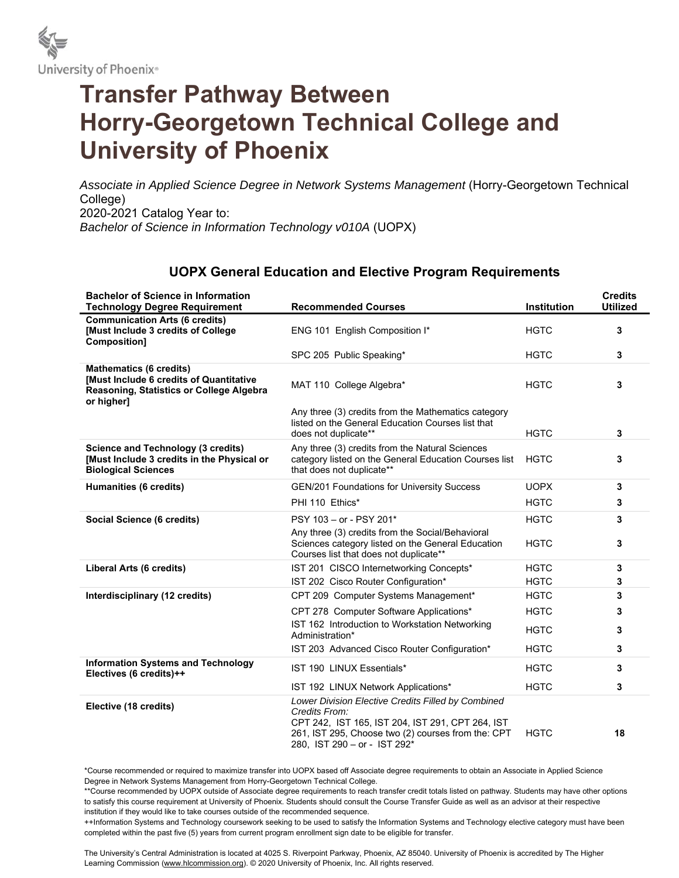University of Phoenix®

# Transfer Pathway Between Horry-Georgetown Technical College and University of Phoenix

*Associate in Applied Science Degree in Network Systems Management* (Horry-Georgetown Technical College)
2020-2021 Catalog Year to:
*Bachelor of Science in Information Technology v010A* (UOPX)

## UOPX General Education and Elective Program Requirements

| Bachelor of Science in Information Technology Degree Requirement | Recommended Courses | Institution | Credits Utilized |
|---|---|---|---|
| **Communication Arts (6 credits) [Must Include 3 credits of College Composition]** | ENG 101 English Composition I* | HGTC | 3 |
| | SPC 205 Public Speaking* | HGTC | 3 |
| **Mathematics (6 credits) [Must Include 6 credits of Quantitative Reasoning, Statistics or College Algebra or higher]** | MAT 110 College Algebra* | HGTC | 3 |
| | Any three (3) credits from the Mathematics category listed on the General Education Courses list that does not duplicate** | HGTC | 3 |
| **Science and Technology (3 credits) [Must Include 3 credits in the Physical or Biological Sciences** | Any three (3) credits from the Natural Sciences category listed on the General Education Courses list that does not duplicate** | HGTC | 3 |
| **Humanities (6 credits)** | GEN/201 Foundations for University Success | UOPX | 3 |
| | PHI 110 Ethics* | HGTC | 3 |
| **Social Science (6 credits)** | PSY 103 – or - PSY 201* | HGTC | 3 |
| | Any three (3) credits from the Social/Behavioral Sciences category listed on the General Education Courses list that does not duplicate** | HGTC | 3 |
| **Liberal Arts (6 credits)** | IST 201 CISCO Internetworking Concepts* | HGTC | 3 |
| | IST 202 Cisco Router Configuration* | HGTC | 3 |
| **Interdisciplinary (12 credits)** | CPT 209 Computer Systems Management* | HGTC | 3 |
| | CPT 278 Computer Software Applications* | HGTC | 3 |
| | IST 162 Introduction to Workstation Networking Administration* | HGTC | 3 |
| | IST 203 Advanced Cisco Router Configuration* | HGTC | 3 |
| **Information Systems and Technology Electives (6 credits)++** | IST 190 LINUX Essentials* | HGTC | 3 |
| | IST 192 LINUX Network Applications* | HGTC | 3 |
| **Elective (18 credits)** | *Lower Division Elective Credits Filled by Combined Credits From:* CPT 242, IST 165, IST 204, IST 291, CPT 264, IST 261, IST 295, Choose two (2) courses from the: CPT 280, IST 290 – or - IST 292* | HGTC | 18 |

*Course recommended or required to maximize transfer into UOPX based off Associate degree requirements to obtain an Associate in Applied Science Degree in Network Systems Management from Horry-Georgetown Technical College.

**Course recommended by UOPX outside of Associate degree requirements to reach transfer credit totals listed on pathway. Students may have other options to satisfy this course requirement at University of Phoenix. Students should consult the Course Transfer Guide as well as an advisor at their respective institution if they would like to take courses outside of the recommended sequence.

++Information Systems and Technology coursework seeking to be used to satisfy the Information Systems and Technology elective category must have been completed within the past five (5) years from current program enrollment sign date to be eligible for transfer.

The University's Central Administration is located at 4025 S. Riverpoint Parkway, Phoenix, AZ 85040. University of Phoenix is accredited by The Higher Learning Commission (www.hlcommission.org). © 2020 University of Phoenix, Inc. All rights reserved.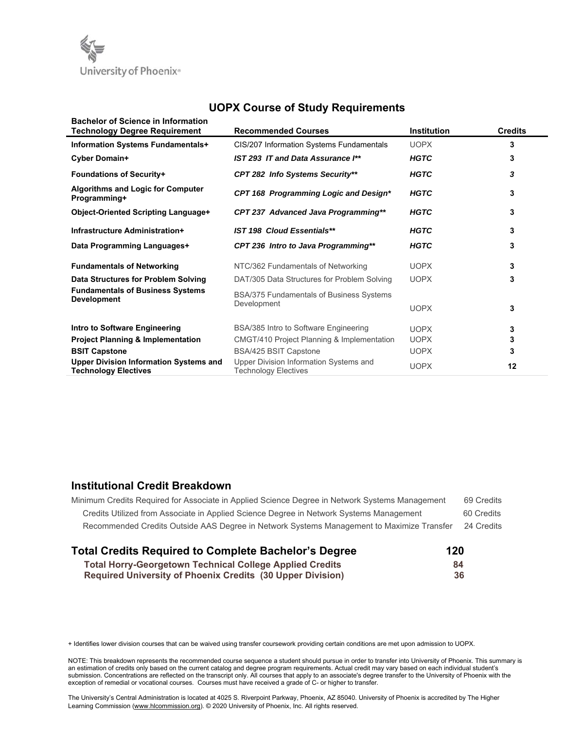University of Phoenix®

## UOPX Course of Study Requirements

| Bachelor of Science in Information Technology Degree Requirement | Recommended Courses | Institution | Credits |
|---|---|---|---|
| **Information Systems Fundamentals+** | CIS/207 Information Systems Fundamentals | UOPX | 3 |
| **Cyber Domain+** | ***IST 293 IT and Data Assurance I**** | ***HGTC*** | 3 |
| **Foundations of Security+** | ***CPT 282 Info Systems Security**** | ***HGTC*** | *3* |
| **Algorithms and Logic for Computer Programming+** | ***CPT 168 Programming Logic and Design**** | ***HGTC*** | 3 |
| **Object-Oriented Scripting Language+** | ***CPT 237 Advanced Java Programming**** | ***HGTC*** | 3 |
| **Infrastructure Administration+** | ***IST 198 Cloud Essentials**** | ***HGTC*** | 3 |
| **Data Programming Languages+** | ***CPT 236 Intro to Java Programming**** | ***HGTC*** | 3 |
| **Fundamentals of Networking** | NTC/362 Fundamentals of Networking | UOPX | 3 |
| **Data Structures for Problem Solving** | DAT/305 Data Structures for Problem Solving | UOPX | 3 |
| **Fundamentals of Business Systems Development** | BSA/375 Fundamentals of Business Systems Development | UOPX | 3 |
| **Intro to Software Engineering** | BSA/385 Intro to Software Engineering | UOPX | 3 |
| **Project Planning & Implementation** | CMGT/410 Project Planning & Implementation | UOPX | 3 |
| **BSIT Capstone** | BSA/425 BSIT Capstone | UOPX | 3 |
| **Upper Division Information Systems and Technology Electives** | Upper Division Information Systems and Technology Electives | UOPX | 12 |

## Institutional Credit Breakdown

| | |
|---|---|
| Minimum Credits Required for Associate in Applied Science Degree in Network Systems Management | 69 Credits |
| Credits Utilized from Associate in Applied Science Degree in Network Systems Management | 60 Credits |
| Recommended Credits Outside AAS Degree in Network Systems Management to Maximize Transfer | 24 Credits |

| | |
|---|---|
| **Total Credits Required to Complete Bachelor's Degree** | **120** |
| **Total Horry-Georgetown Technical College Applied Credits** | **84** |
| **Required University of Phoenix Credits (30 Upper Division)** | **36** |

+ Identifies lower division courses that can be waived using transfer coursework providing certain conditions are met upon admission to UOPX.

NOTE: This breakdown represents the recommended course sequence a student should pursue in order to transfer into University of Phoenix. This summary is an estimation of credits only based on the current catalog and degree program requirements. Actual credit may vary based on each individual student's submission. Concentrations are reflected on the transcript only. All courses that apply to an associate's degree transfer to the University of Phoenix with the exception of remedial or vocational courses. Courses must have received a grade of C- or higher to transfer.

The University's Central Administration is located at 4025 S. Riverpoint Parkway, Phoenix, AZ 85040. University of Phoenix is accredited by The Higher Learning Commission (www.hlcommission.org). © 2020 University of Phoenix, Inc. All rights reserved.